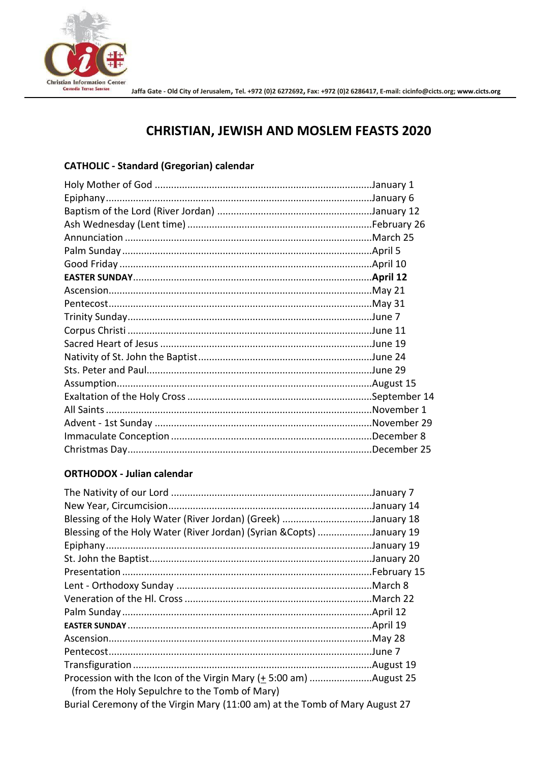Jaffa Gate - Old City of Jerusalem, Tel. +972 (0)2 6272692, Fax: +972 (0)2 6286417, E-mail: cicinfo@cicts.org; www.cicts.org

# CHRISTIAN, JEWISH AND MOSLEM FEASTS 2020

## CATHOLIC - Standard (Gregorian) calendar

Holy Mother of God ....................................................................................January 1
Epiphany.....................................................................................................January 6
Baptism of the Lord (River Jordan) .........................................................January 12
Ash Wednesday (Lent time) ....................................................................February 26
Annunciation ..............................................................................................March 25
Palm Sunday ...............................................................................................April 5
Good Friday ................................................................................................April 10
**EASTER SUNDAY.......................................................................................April 12**
Ascension.....................................................................................................May 21
Pentecost......................................................................................................May 31
Trinity Sunday..............................................................................................June 7
Corpus Christi ..............................................................................................June 11
Sacred Heart of Jesus .................................................................................June 19
Nativity of St. John the Baptist...................................................................June 24
Sts. Peter and Paul........................................................................................June 29
Assumption...................................................................................................August 15
Exaltation of the Holy Cross ......................................................................September 14
All Saints ......................................................................................................November 1
Advent - 1st Sunday ....................................................................................November 29
Immaculate Conception .............................................................................December 8
Christmas Day..............................................................................................December 25

## ORTHODOX - Julian calendar

The Nativity of our Lord ..............................................................................January 7
New Year, Circumcision...............................................................................January 14
Blessing of the Holy Water (River Jordan) (Greek) ..................................January 18
Blessing of the Holy Water (River Jordan) (Syrian &Copts) ....................January 19
Epiphany.......................................................................................................January 19
St. John the Baptist.......................................................................................January 20
Presentation .................................................................................................February 15
Lent - Orthodoxy Sunday ............................................................................March 8
Veneration of the Hl. Cross ........................................................................March 22
Palm Sunday ................................................................................................April 12
EASTER SUNDAY.........................................................................................April 19
Ascension......................................................................................................May 28
Pentecost.......................................................................................................June 7
Transfiguration .............................................................................................August 19
Procession with the Icon of the Virgin Mary (± 5:00 am) .......................August 25
(from the Holy Sepulchre to the Tomb of Mary)
Burial Ceremony of the Virgin Mary (11:00 am) at the Tomb of Mary August 27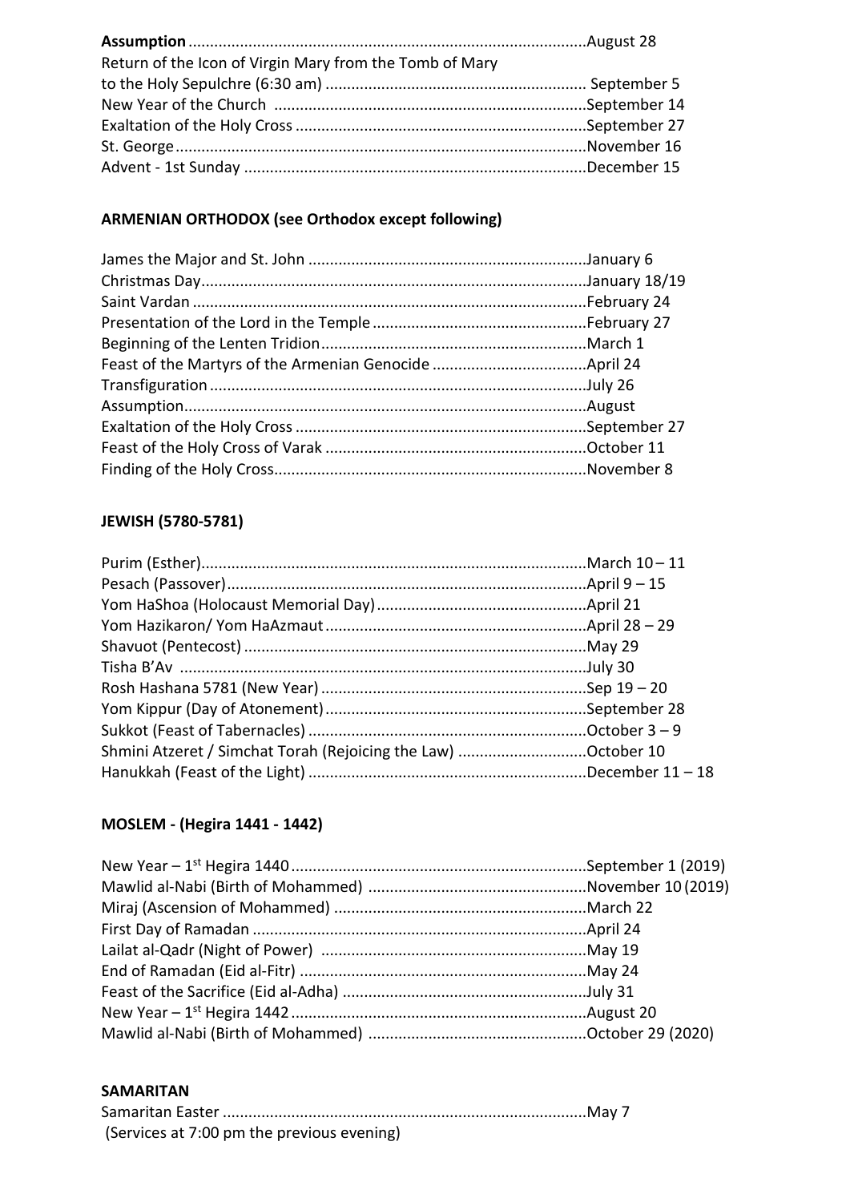**Assumption** ............................................................................................August 28
Return of the Icon of Virgin Mary from the Tomb of Mary
to the Holy Sepulchre (6:30 am) ............................................................ September 5
New Year of the Church ........................................................................September 14
Exaltation of the Holy Cross ...................................................................September 27
St. George..............................................................................................November 16
Advent - 1st Sunday ...............................................................................December 15

## ARMENIAN ORTHODOX (see Orthodox except following)

James the Major and St. John ................................................................January 6
Christmas Day.........................................................................................January 18/19
Saint Vardan ...........................................................................................February 24
Presentation of the Lord in the Temple..................................................February 27
Beginning of the Lenten Tridion..............................................................March 1
Feast of the Martyrs of the Armenian Genocide ....................................April 24
Transfiguration .......................................................................................July 26
Assumption.............................................................................................August
Exaltation of the Holy Cross ...................................................................September 27
Feast of the Holy Cross of Varak ............................................................October 11
Finding of the Holy Cross........................................................................November 8

## JEWISH (5780-5781)

Purim (Esther).........................................................................................March 10 – 11
Pesach (Passover)...................................................................................April 9 – 15
Yom HaShoa (Holocaust Memorial Day).................................................April 21
Yom Hazikaron/ Yom HaAzmaut.............................................................April 28 – 29
Shavuot (Pentecost) ...............................................................................May 29
Tisha B'Av ..............................................................................................July 30
Rosh Hashana 5781 (New Year) .............................................................Sep 19 – 20
Yom Kippur (Day of Atonement)............................................................September 28
Sukkot (Feast of Tabernacles) ................................................................October 3 – 9
Shmini Atzeret / Simchat Torah (Rejoicing the Law) .............................October 10
Hanukkah (Feast of the Light) ................................................................December 11 – 18

## MOSLEM - (Hegira 1441 - 1442)

New Year – 1st Hegira 1440....................................................................September 1 (2019)
Mawlid al-Nabi (Birth of Mohammed) ...................................................November 10 (2019)
Miraj (Ascension of Mohammed) ...........................................................March 22
First Day of Ramadan .............................................................................April 24
Lailat al-Qadr (Night of Power) ..............................................................May 19
End of Ramadan (Eid al-Fitr) ..................................................................May 24
Feast of the Sacrifice (Eid al-Adha) .........................................................July 31
New Year – 1st Hegira 1442....................................................................August 20
Mawlid al-Nabi (Birth of Mohammed) ...................................................October 29 (2020)

## SAMARITAN

Samaritan Easter ....................................................................................May 7
(Services at 7:00 pm the previous evening)